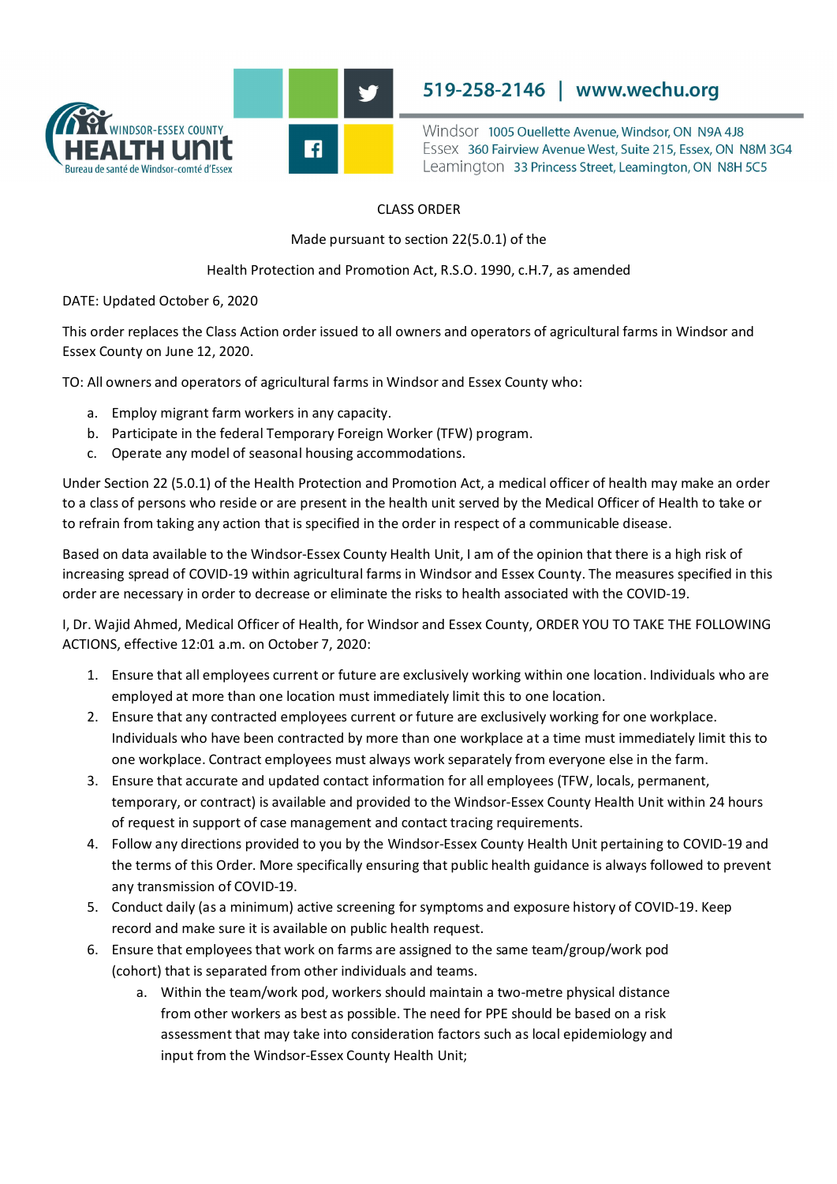WINDSOR-ESSEX COUNTY HEALTH UNIT
Bureau de santé de Windsor-comté d'Essex

519-258-2146 | www.wechu.org

Windsor 1005 Ouellette Avenue, Windsor, ON N9A 4J8
Essex 360 Fairview Avenue West, Suite 215, Essex, ON N8M 3G4
Leamington 33 Princess Street, Leamington, ON N8H 5C5

CLASS ORDER

Made pursuant to section 22(5.0.1) of the

Health Protection and Promotion Act, R.S.O. 1990, c.H.7, as amended

DATE: Updated October 6, 2020

This order replaces the Class Action order issued to all owners and operators of agricultural farms in Windsor and Essex County on June 12, 2020.

TO: All owners and operators of agricultural farms in Windsor and Essex County who:

a. Employ migrant farm workers in any capacity.
b. Participate in the federal Temporary Foreign Worker (TFW) program.
c. Operate any model of seasonal housing accommodations.

Under Section 22 (5.0.1) of the Health Protection and Promotion Act, a medical officer of health may make an order to a class of persons who reside or are present in the health unit served by the Medical Officer of Health to take or to refrain from taking any action that is specified in the order in respect of a communicable disease.

Based on data available to the Windsor-Essex County Health Unit, I am of the opinion that there is a high risk of increasing spread of COVID-19 within agricultural farms in Windsor and Essex County. The measures specified in this order are necessary in order to decrease or eliminate the risks to health associated with the COVID-19.

I, Dr. Wajid Ahmed, Medical Officer of Health, for Windsor and Essex County, ORDER YOU TO TAKE THE FOLLOWING ACTIONS, effective 12:01 a.m. on October 7, 2020:

1. Ensure that all employees current or future are exclusively working within one location. Individuals who are employed at more than one location must immediately limit this to one location.
2. Ensure that any contracted employees current or future are exclusively working for one workplace. Individuals who have been contracted by more than one workplace at a time must immediately limit this to one workplace. Contract employees must always work separately from everyone else in the farm.
3. Ensure that accurate and updated contact information for all employees (TFW, locals, permanent, temporary, or contract) is available and provided to the Windsor-Essex County Health Unit within 24 hours of request in support of case management and contact tracing requirements.
4. Follow any directions provided to you by the Windsor-Essex County Health Unit pertaining to COVID-19 and the terms of this Order. More specifically ensuring that public health guidance is always followed to prevent any transmission of COVID-19.
5. Conduct daily (as a minimum) active screening for symptoms and exposure history of COVID-19. Keep record and make sure it is available on public health request.
6. Ensure that employees that work on farms are assigned to the same team/group/work pod (cohort) that is separated from other individuals and teams.
    a. Within the team/work pod, workers should maintain a two-metre physical distance from other workers as best as possible. The need for PPE should be based on a risk assessment that may take into consideration factors such as local epidemiology and input from the Windsor-Essex County Health Unit;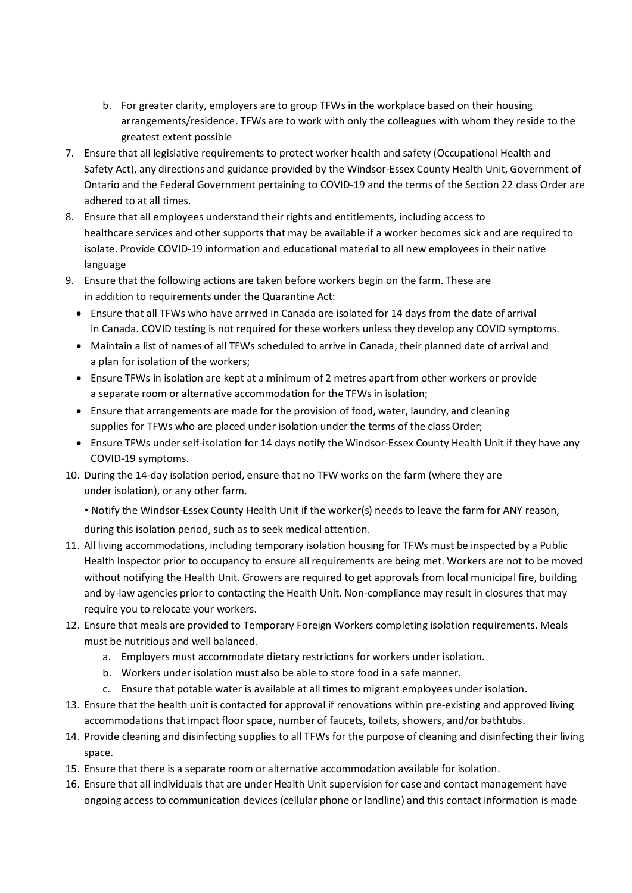b. For greater clarity, employers are to group TFWs in the workplace based on their housing arrangements/residence. TFWs are to work with only the colleagues with whom they reside to the greatest extent possible

7. Ensure that all legislative requirements to protect worker health and safety (Occupational Health and Safety Act), any directions and guidance provided by the Windsor-Essex County Health Unit, Government of Ontario and the Federal Government pertaining to COVID-19 and the terms of the Section 22 class Order are adhered to at all times.
8. Ensure that all employees understand their rights and entitlements, including access to healthcare services and other supports that may be available if a worker becomes sick and are required to isolate. Provide COVID-19 information and educational material to all new employees in their native language
9. Ensure that the following actions are taken before workers begin on the farm. These are in addition to requirements under the Quarantine Act:
   - Ensure that all TFWs who have arrived in Canada are isolated for 14 days from the date of arrival in Canada. COVID testing is not required for these workers unless they develop any COVID symptoms.
   - Maintain a list of names of all TFWs scheduled to arrive in Canada, their planned date of arrival and a plan for isolation of the workers;
   - Ensure TFWs in isolation are kept at a minimum of 2 metres apart from other workers or provide a separate room or alternative accommodation for the TFWs in isolation;
   - Ensure that arrangements are made for the provision of food, water, laundry, and cleaning supplies for TFWs who are placed under isolation under the terms of the class Order;
   - Ensure TFWs under self-isolation for 14 days notify the Windsor-Essex County Health Unit if they have any COVID-19 symptoms.
10. During the 14-day isolation period, ensure that no TFW works on the farm (where they are under isolation), or any other farm.

    • Notify the Windsor-Essex County Health Unit if the worker(s) needs to leave the farm for ANY reason, during this isolation period, such as to seek medical attention.
11. All living accommodations, including temporary isolation housing for TFWs must be inspected by a Public Health Inspector prior to occupancy to ensure all requirements are being met. Workers are not to be moved without notifying the Health Unit. Growers are required to get approvals from local municipal fire, building and by-law agencies prior to contacting the Health Unit. Non-compliance may result in closures that may require you to relocate your workers.
12. Ensure that meals are provided to Temporary Foreign Workers completing isolation requirements. Meals must be nutritious and well balanced.
    a. Employers must accommodate dietary restrictions for workers under isolation.
    b. Workers under isolation must also be able to store food in a safe manner.
    c. Ensure that potable water is available at all times to migrant employees under isolation.
13. Ensure that the health unit is contacted for approval if renovations within pre-existing and approved living accommodations that impact floor space, number of faucets, toilets, showers, and/or bathtubs.
14. Provide cleaning and disinfecting supplies to all TFWs for the purpose of cleaning and disinfecting their living space.
15. Ensure that there is a separate room or alternative accommodation available for isolation.
16. Ensure that all individuals that are under Health Unit supervision for case and contact management have ongoing access to communication devices (cellular phone or landline) and this contact information is made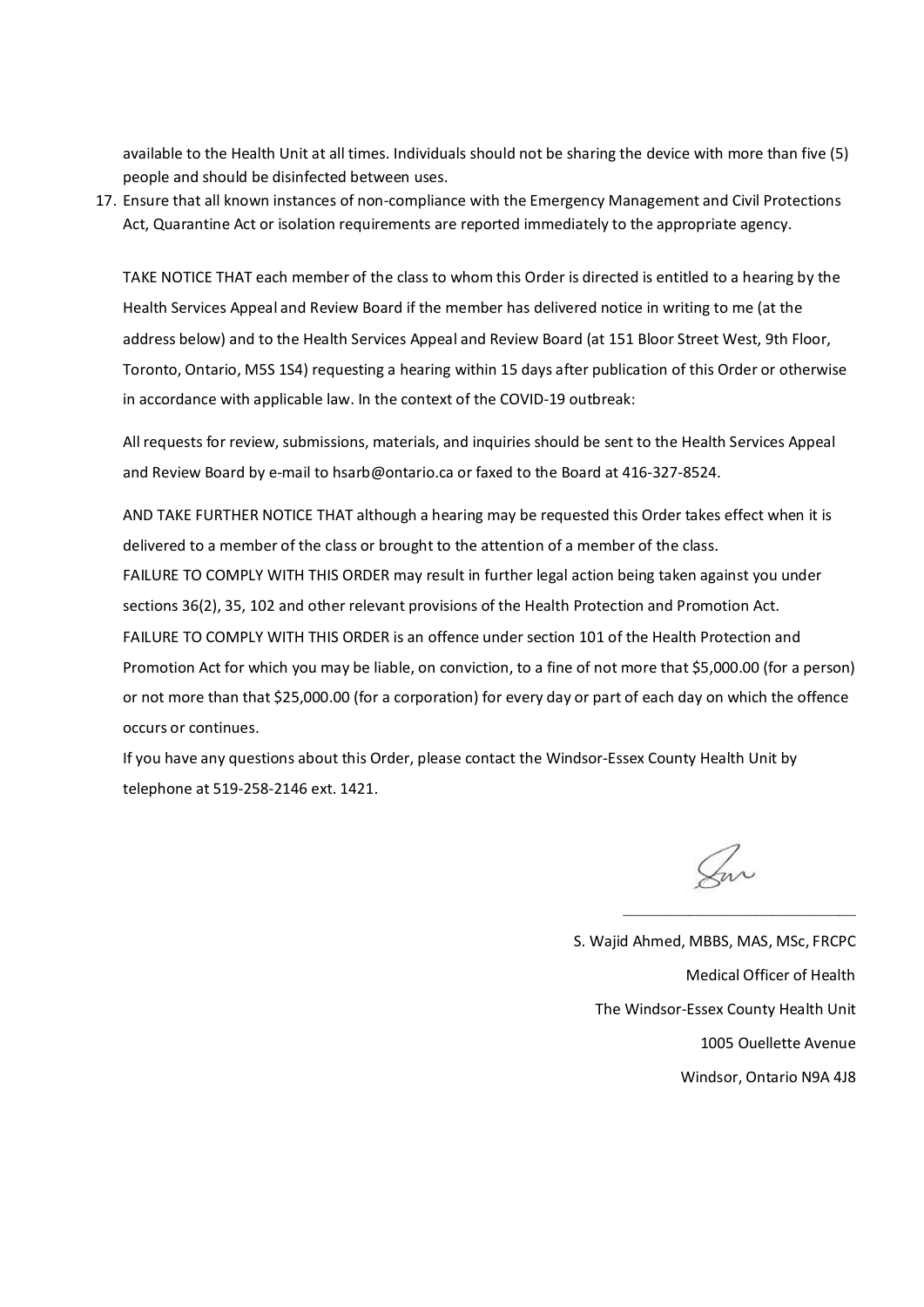available to the Health Unit at all times. Individuals should not be sharing the device with more than five (5) people and should be disinfected between uses.

17. Ensure that all known instances of non-compliance with the Emergency Management and Civil Protections Act, Quarantine Act or isolation requirements are reported immediately to the appropriate agency.

TAKE NOTICE THAT each member of the class to whom this Order is directed is entitled to a hearing by the Health Services Appeal and Review Board if the member has delivered notice in writing to me (at the address below) and to the Health Services Appeal and Review Board (at 151 Bloor Street West, 9th Floor, Toronto, Ontario, M5S 1S4) requesting a hearing within 15 days after publication of this Order or otherwise in accordance with applicable law. In the context of the COVID-19 outbreak:

All requests for review, submissions, materials, and inquiries should be sent to the Health Services Appeal and Review Board by e-mail to hsarb@ontario.ca or faxed to the Board at 416-327-8524.

AND TAKE FURTHER NOTICE THAT although a hearing may be requested this Order takes effect when it is delivered to a member of the class or brought to the attention of a member of the class.

FAILURE TO COMPLY WITH THIS ORDER may result in further legal action being taken against you under sections 36(2), 35, 102 and other relevant provisions of the Health Protection and Promotion Act.

FAILURE TO COMPLY WITH THIS ORDER is an offence under section 101 of the Health Protection and Promotion Act for which you may be liable, on conviction, to a fine of not more that $5,000.00 (for a person) or not more than that $25,000.00 (for a corporation) for every day or part of each day on which the offence occurs or continues.

If you have any questions about this Order, please contact the Windsor-Essex County Health Unit by telephone at 519-258-2146 ext. 1421.

S. Wajid Ahmed, MBBS, MAS, MSc, FRCPC

Medical Officer of Health

The Windsor-Essex County Health Unit

1005 Ouellette Avenue

Windsor, Ontario N9A 4J8